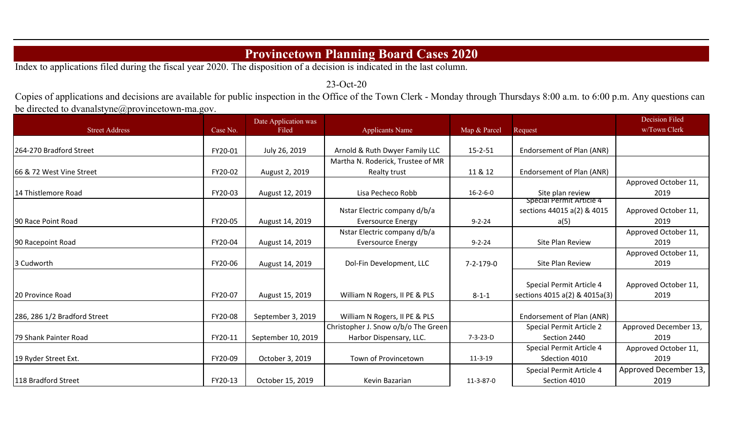# Provincetown Planning Board Cases 2020

Index to applications filed during the fiscal year 2020. The disposition of a decision is indicated in the last column.

23-Oct-20

Copies of applications and decisions are available for public inspection in the Office of the Town Clerk - Monday through Thursdays 8:00 a.m. to 6:00 p.m. Any questions can be directed to dvanalstyne@provincetown-ma.gov.

| Street Address | Case No. | Date Application was Filed | Applicants Name | Map & Parcel | Request | Decision Filed w/Town Clerk |
|---|---|---|---|---|---|---|
| 264-270 Bradford Street | FY20-01 | July 26, 2019 | Arnold & Ruth Dwyer Family LLC | 15-2-51 | Endorsement of Plan (ANR) | |
| 66 & 72 West Vine Street | FY20-02 | August 2, 2019 | Martha N. Roderick, Trustee of MR Realty trust | 11 & 12 | Endorsement of Plan (ANR) | |
| 14 Thistlemore Road | FY20-03 | August 12, 2019 | Lisa Pecheco Robb | 16-2-6-0 | Site plan review | Approved October 11, 2019 |
| 90 Race Point Road | FY20-05 | August 14, 2019 | Nstar Electric company d/b/a Eversource Energy | 9-2-24 | Special Permit Article 4 sections 44015 a(2) & 4015 a(5) | Approved October 11, 2019 |
| 90 Racepoint Road | FY20-04 | August 14, 2019 | Nstar Electric company d/b/a Eversource Energy | 9-2-24 | Site Plan Review | Approved October 11, 2019 |
| 3 Cudworth | FY20-06 | August 14, 2019 | Dol-Fin Development, LLC | 7-2-179-0 | Site Plan Review | Approved October 11, 2019 |
| 20 Province Road | FY20-07 | August 15, 2019 | William N Rogers, II PE & PLS | 8-1-1 | Special Permit Article 4 sections 4015 a(2) & 4015a(3) | Approved October 11, 2019 |
| 286, 286 1/2 Bradford Street | FY20-08 | September 3, 2019 | William N Rogers, II PE & PLS | | Endorsement of Plan (ANR) | |
| 79 Shank Painter Road | FY20-11 | September 10, 2019 | Christopher J. Snow o/b/o The Green Harbor Dispensary, LLC. | 7-3-23-D | Special Permit Article 2 Section 2440 | Approved December 13, 2019 |
| 19 Ryder Street Ext. | FY20-09 | October 3, 2019 | Town of Provincetown | 11-3-19 | Special Permit Article 4 Sdection 4010 | Approved October 11, 2019 |
| 118 Bradford Street | FY20-13 | October 15, 2019 | Kevin Bazarian | 11-3-87-0 | Special Permit Article 4 Section 4010 | Approved December 13, 2019 |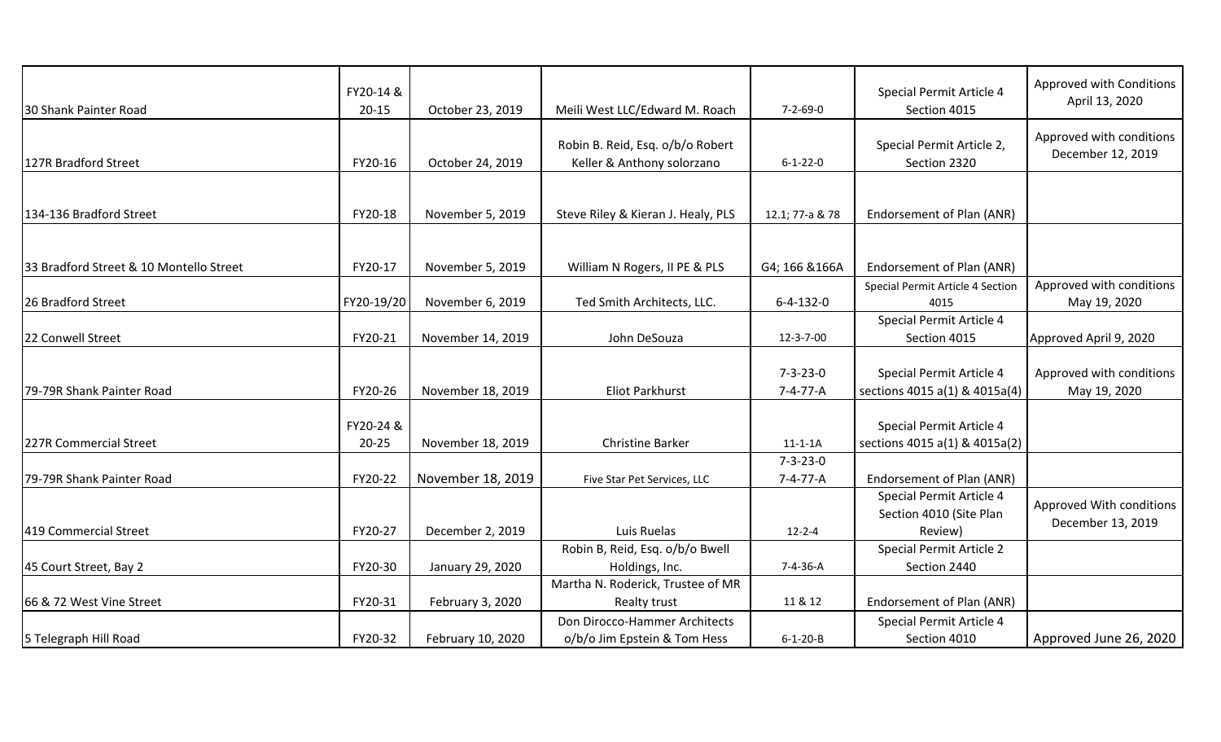| | | | | | | |
|---|---|---|---|---|---|---|
| 30 Shank Painter Road | FY20-14 & 20-15 | October 23, 2019 | Meili West LLC/Edward M. Roach | 7-2-69-0 | Special Permit Article 4 Section 4015 | Approved with Conditions April 13, 2020 |
| 127R Bradford Street | FY20-16 | October 24, 2019 | Robin B. Reid, Esq. o/b/o Robert Keller & Anthony solorzano | 6-1-22-0 | Special Permit Article 2, Section 2320 | Approved with conditions December 12, 2019 |
| 134-136 Bradford Street | FY20-18 | November 5, 2019 | Steve Riley & Kieran J. Healy, PLS | 12.1; 77-a & 78 | Endorsement of Plan (ANR) | |
| 33 Bradford Street & 10 Montello Street | FY20-17 | November 5, 2019 | William N Rogers, II PE & PLS | G4; 166 &166A | Endorsement of Plan (ANR) | |
| 26 Bradford Street | FY20-19/20 | November 6, 2019 | Ted Smith Architects, LLC. | 6-4-132-0 | Special Permit Article 4 Section 4015 | Approved with conditions May 19, 2020 |
| 22 Conwell Street | FY20-21 | November 14, 2019 | John DeSouza | 12-3-7-00 | Special Permit Article 4 Section 4015 | Approved April 9, 2020 |
| 79-79R Shank Painter Road | FY20-26 | November 18, 2019 | Eliot Parkhurst | 7-3-23-0<br>7-4-77-A | Special Permit Article 4 sections 4015 a(1) & 4015a(4) | Approved with conditions May 19, 2020 |
| 227R Commercial Street | FY20-24 & 20-25 | November 18, 2019 | Christine Barker | 11-1-1A | Special Permit Article 4 sections 4015 a(1) & 4015a(2) | |
| 79-79R Shank Painter Road | FY20-22 | November 18, 2019 | Five Star Pet Services, LLC | 7-3-23-0<br>7-4-77-A | Endorsement of Plan (ANR) | |
| 419 Commercial Street | FY20-27 | December 2, 2019 | Luis Ruelas | 12-2-4 | Special Permit Article 4 Section 4010 (Site Plan Review) | Approved With conditions December 13, 2019 |
| 45 Court Street, Bay 2 | FY20-30 | January 29, 2020 | Robin B, Reid, Esq. o/b/o Bwell Holdings, Inc. | 7-4-36-A | Special Permit Article 2 Section 2440 | |
| 66 & 72 West Vine Street | FY20-31 | February 3, 2020 | Martha N. Roderick, Trustee of MR Realty trust | 11 & 12 | Endorsement of Plan (ANR) | |
| 5 Telegraph Hill Road | FY20-32 | February 10, 2020 | Don Dirocco-Hammer Architects o/b/o Jim Epstein & Tom Hess | 6-1-20-B | Special Permit Article 4 Section 4010 | Approved June 26, 2020 |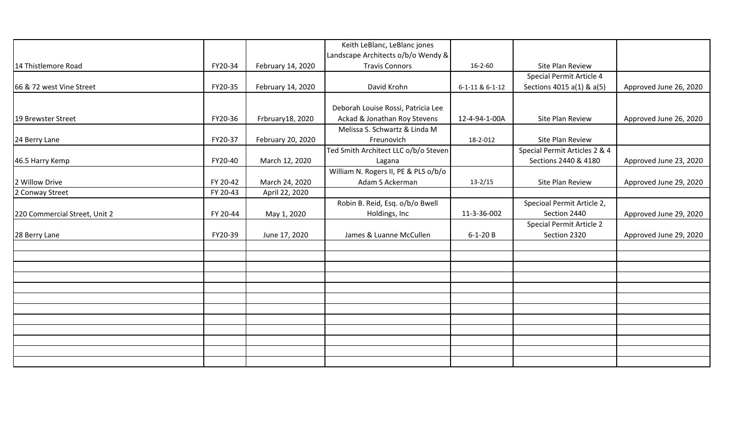| | | | | | | |
|---|---|---|---|---|---|---|
| 14 Thistlemore Road | FY20-34 | February 14, 2020 | Keith LeBlanc, LeBlanc jones Landscape Architects o/b/o Wendy & Travis Connors | 16-2-60 | Site Plan Review | |
| 66 & 72 west Vine Street | FY20-35 | February 14, 2020 | David Krohn | 6-1-11 & 6-1-12 | Special Permit Article 4 Sections 4015 a(1) & a(5) | Approved June 26, 2020 |
| 19 Brewster Street | FY20-36 | Frbruary18, 2020 | Deborah Louise Rossi, Patricia Lee Ackad & Jonathan Roy Stevens | 12-4-94-1-00A | Site Plan Review | Approved June 26, 2020 |
| 24 Berry Lane | FY20-37 | February 20, 2020 | Melissa S. Schwartz & Linda M Freunovich | 18-2-012 | Site Plan Review | |
| 46.5 Harry Kemp | FY20-40 | March 12, 2020 | Ted Smith Architect LLC o/b/o Steven Lagana | | Special Permit Articles 2 & 4 Sections 2440 & 4180 | Approved June 23, 2020 |
| 2 Willow Drive | FY 20-42 | March 24, 2020 | William N. Rogers II, PE & PLS o/b/o Adam S Ackerman | 13-2/15 | Site Plan Review | Approved June 29, 2020 |
| 2 Conway Street | FY 20-43 | April 22, 2020 | | | | |
| 220 Commercial Street, Unit 2 | FY 20-44 | May 1, 2020 | Robin B. Reid, Esq. o/b/o Bwell Holdings, Inc | 11-3-36-002 | Specioal Permit Article 2, Section 2440 | Approved June 29, 2020 |
| 28 Berry Lane | FY20-39 | June 17, 2020 | James & Luanne McCullen | 6-1-20 B | Special Permit Article 2 Section 2320 | Approved June 29, 2020 |
| | | | | | | |
| | | | | | | |
| | | | | | | |
| | | | | | | |
| | | | | | | |
| | | | | | | |
| | | | | | | |
| | | | | | | |
| | | | | | | |
| | | | | | | |
| | | | | | | |
| | | | | | | |